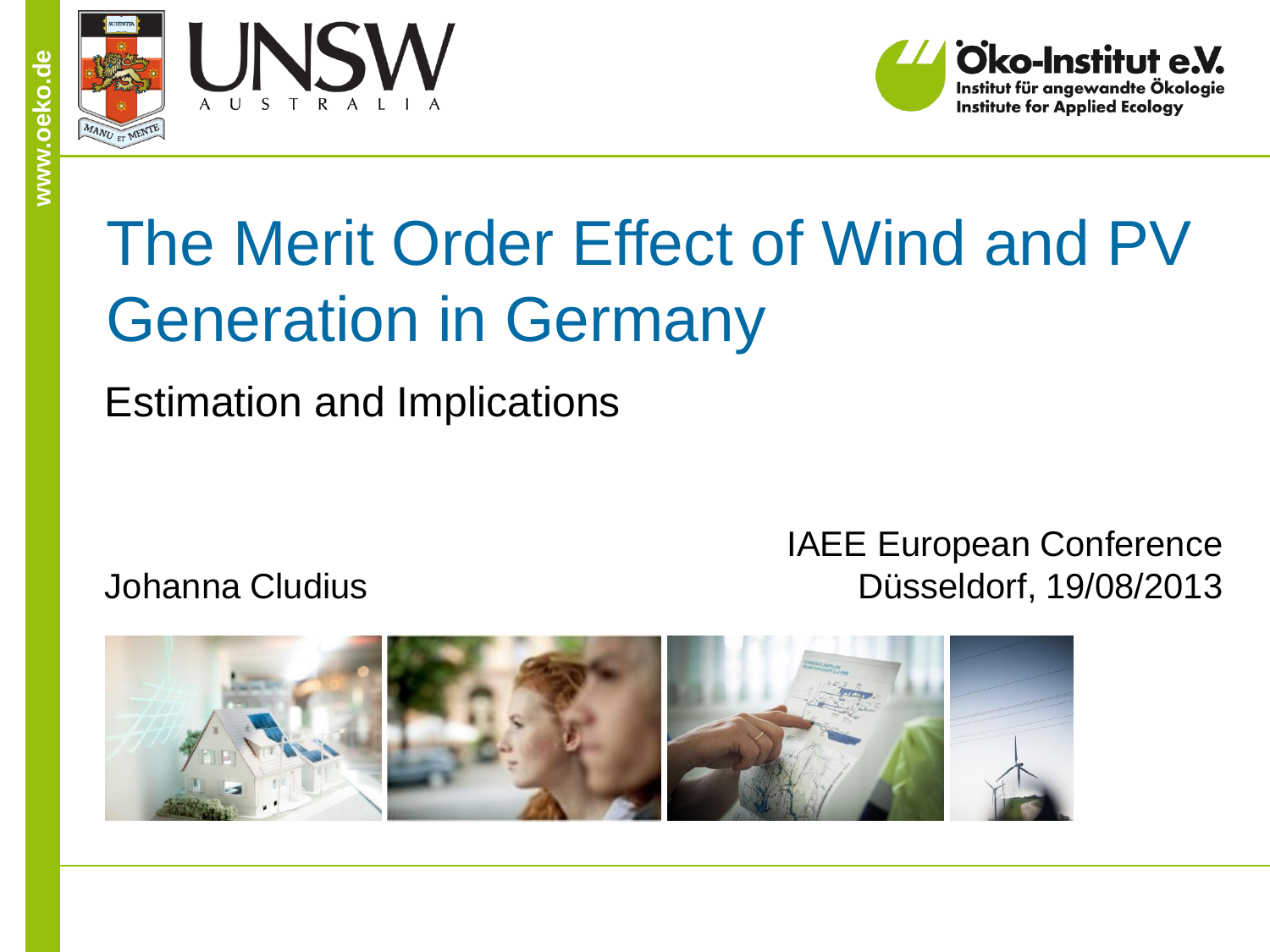# The Merit Order Effect of Wind and PV Generation in Germany

## Estimation and Implications

Johanna Cludius

IAEE European Conference
Düsseldorf, 19/08/2013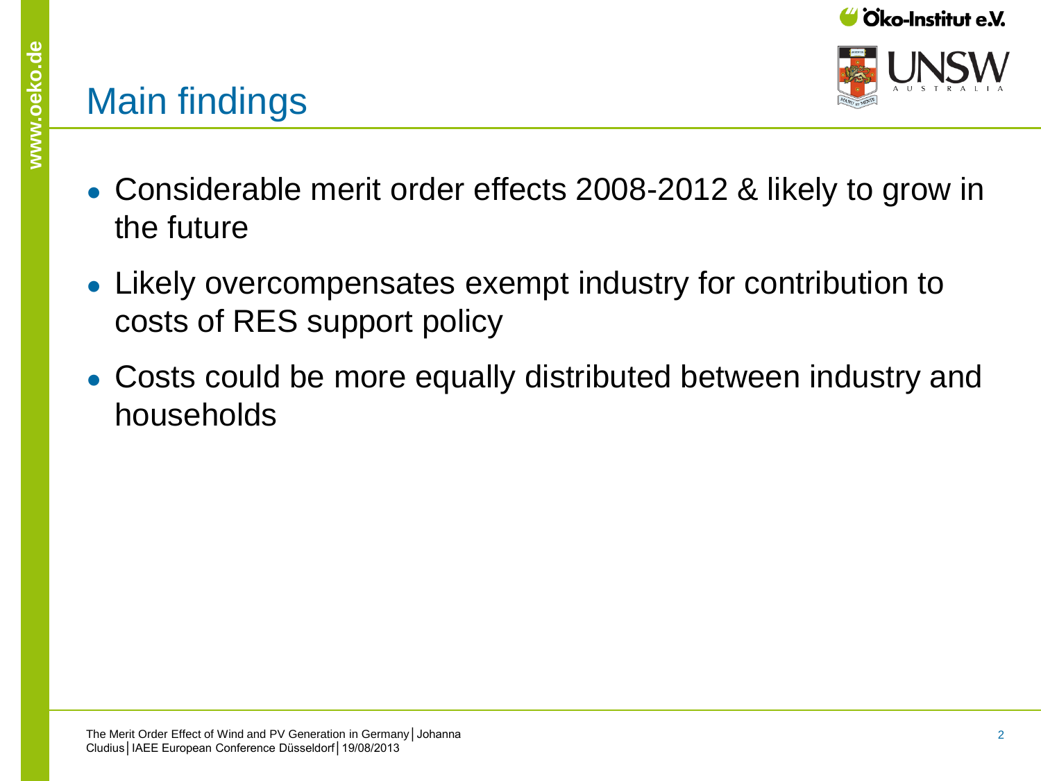# Main findings

- Considerable merit order effects 2008-2012 & likely to grow in the future
- Likely overcompensates exempt industry for contribution to costs of RES support policy
- Costs could be more equally distributed between industry and households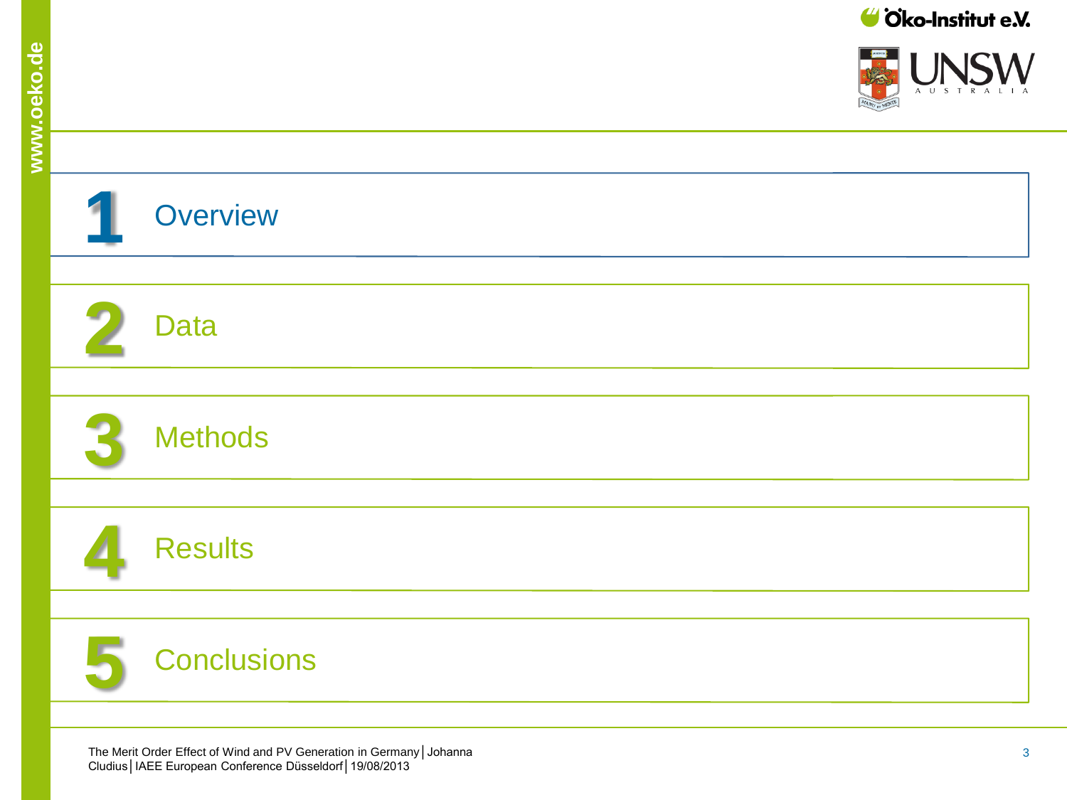1. Overview
2. Data
3. Methods
4. Results
5. Conclusions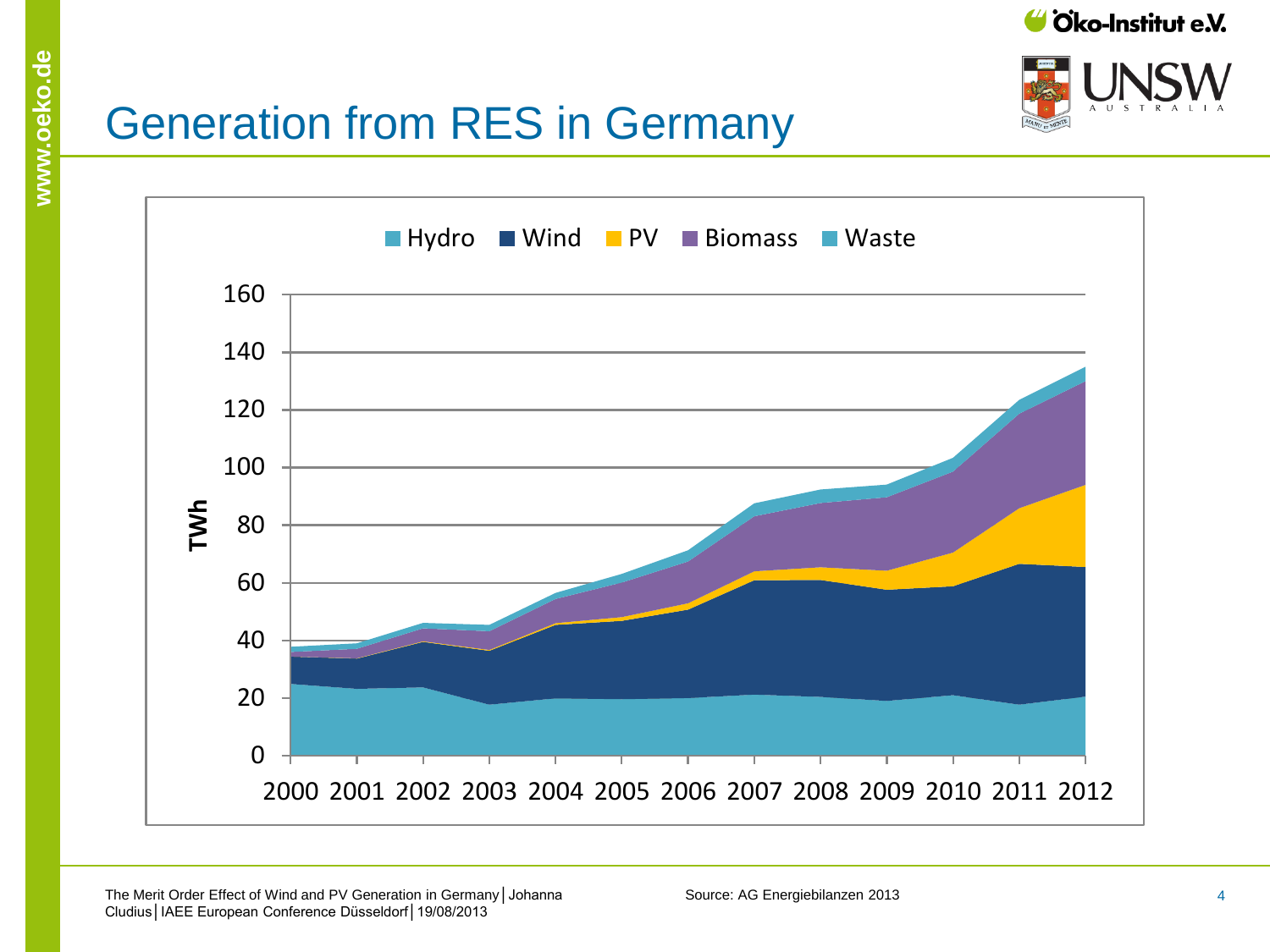# Generation from RES in Germany

Hydro | Wind | PV | Biomass | Waste

TWh

0, 20, 40, 60, 80, 100, 120, 140, 160

2000 2001 2002 2003 2004 2005 2006 2007 2008 2009 2010 2011 2012

Source: AG Energiebilanzen 2013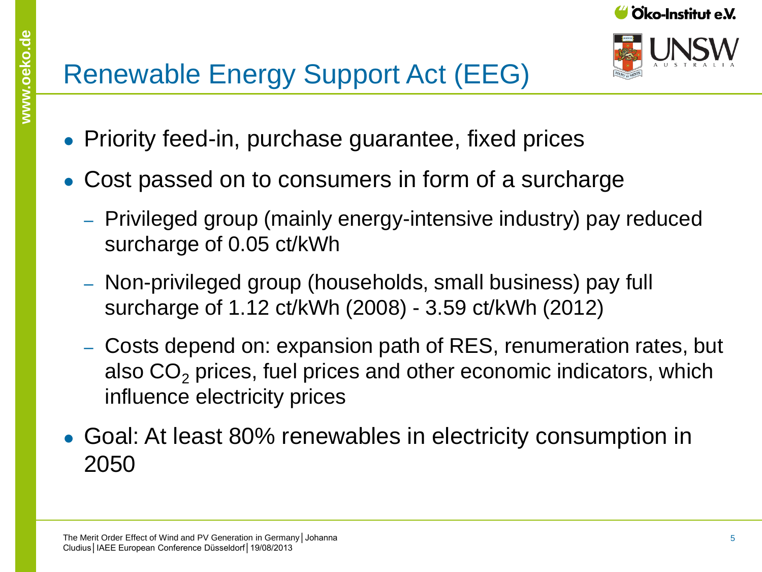# Renewable Energy Support Act (EEG)

- Priority feed-in, purchase guarantee, fixed prices
- Cost passed on to consumers in form of a surcharge
  - Privileged group (mainly energy-intensive industry) pay reduced surcharge of 0.05 ct/kWh
  - Non-privileged group (households, small business) pay full surcharge of 1.12 ct/kWh (2008) - 3.59 ct/kWh (2012)
  - Costs depend on: expansion path of RES, renumeration rates, but also $CO_2$ prices, fuel prices and other economic indicators, which influence electricity prices
- Goal: At least 80% renewables in electricity consumption in 2050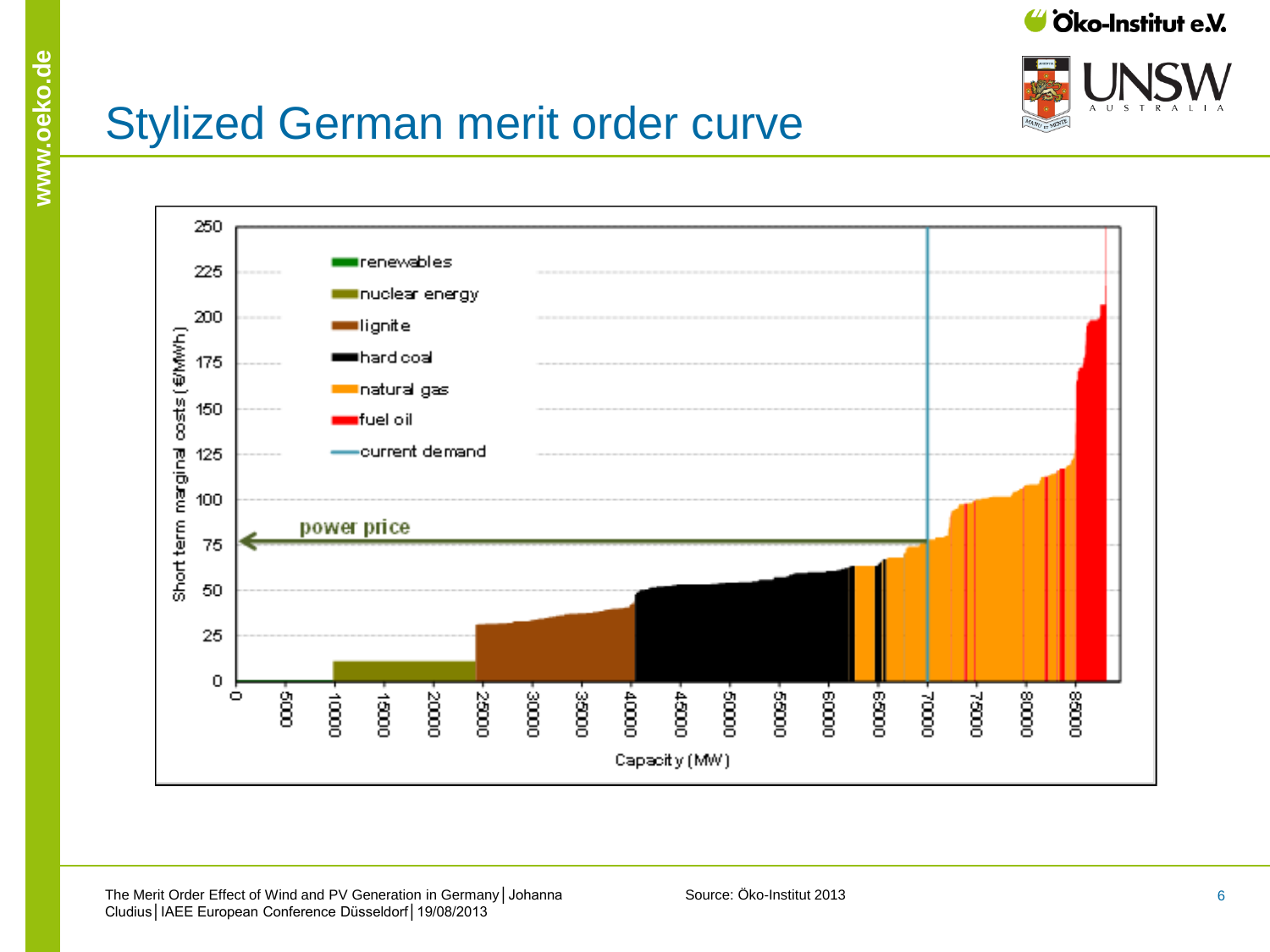# Stylized German merit order curve

Source: Öko-Institut 2013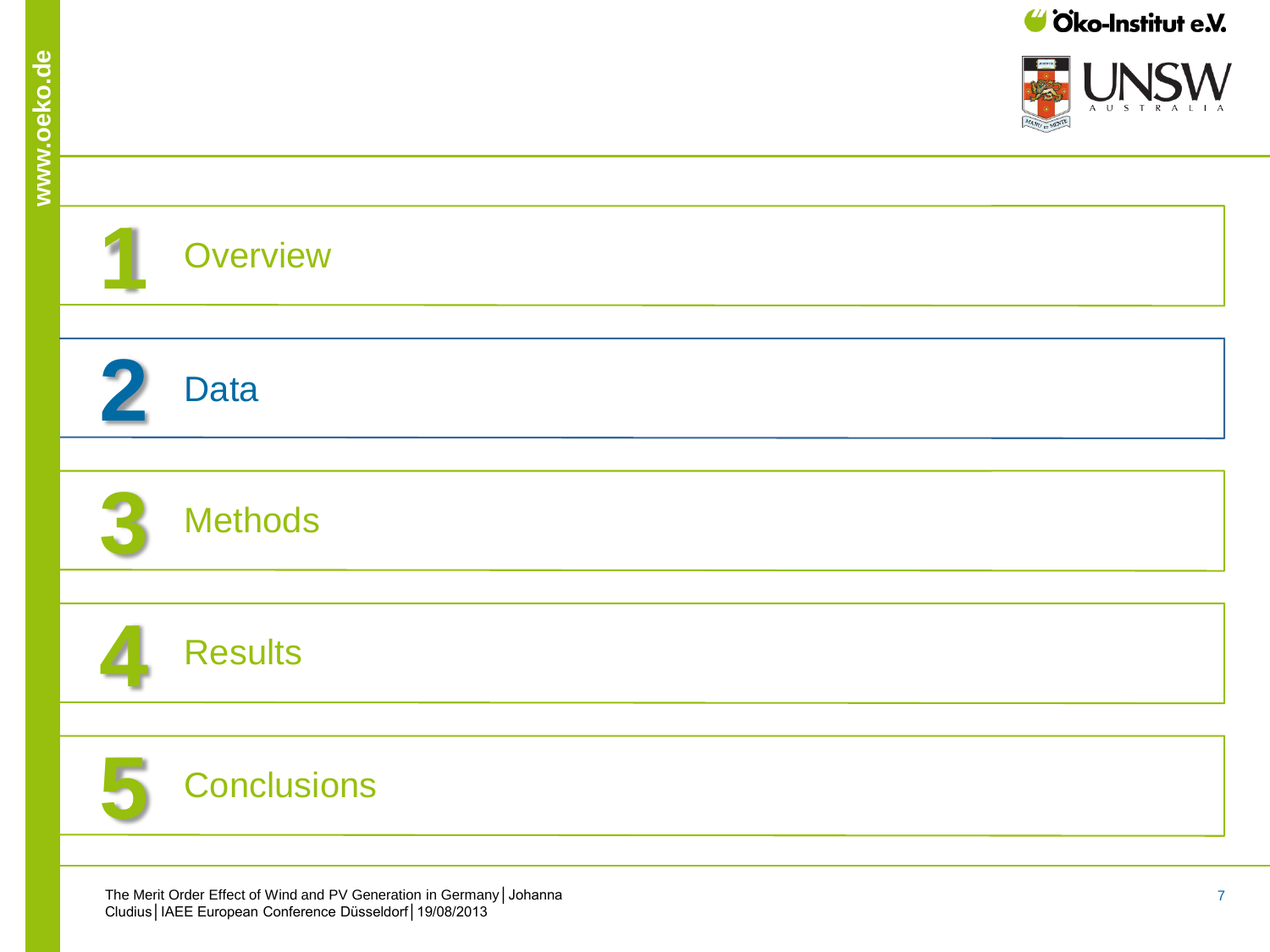1 Overview

2 Data

3 Methods

4 Results

5 Conclusions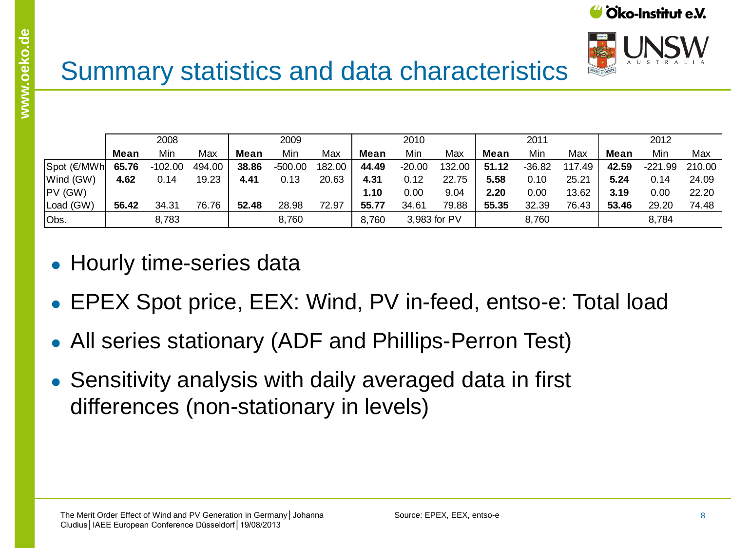# Summary statistics and data characteristics

| | 2008 | | | 2009 | | | 2010 | | | 2011 | | | 2012 | | |
|---|---|---|---|---|---|---|---|---|---|---|---|---|---|---|---|
| | **Mean** | Min | Max | **Mean** | Min | Max | **Mean** | Min | Max | **Mean** | Min | Max | **Mean** | Min | Max |
| Spot (€/MWh | **65.76** | -102.00 | 494.00 | **38.86** | -500.00 | 182.00 | **44.49** | -20.00 | 132.00 | **51.12** | -36.82 | 117.49 | **42.59** | -221.99 | 210.00 |
| Wind (GW) | **4.62** | 0.14 | 19.23 | **4.41** | 0.13 | 20.63 | **4.31** | 0.12 | 22.75 | **5.58** | 0.10 | 25.21 | **5.24** | 0.14 | 24.09 |
| PV (GW) | | | | | | | **1.10** | 0.00 | 9.04 | **2.20** | 0.00 | 13.62 | **3.19** | 0.00 | 22.20 |
| Load (GW) | **56.42** | 34.31 | 76.76 | **52.48** | 28.98 | 72.97 | **55.77** | 34.61 | 79.88 | **55.35** | 32.39 | 76.43 | **53.46** | 29.20 | 74.48 |
| Obs. | 8,783 | | | 8,760 | | | 8,760 | 3,983 for PV | | 8,760 | | | 8,784 | | |

- Hourly time-series data
- EPEX Spot price, EEX: Wind, PV in-feed, entso-e: Total load
- All series stationary (ADF and Phillips-Perron Test)
- Sensitivity analysis with daily averaged data in first differences (non-stationary in levels)

Source: EPEX, EEX, entso-e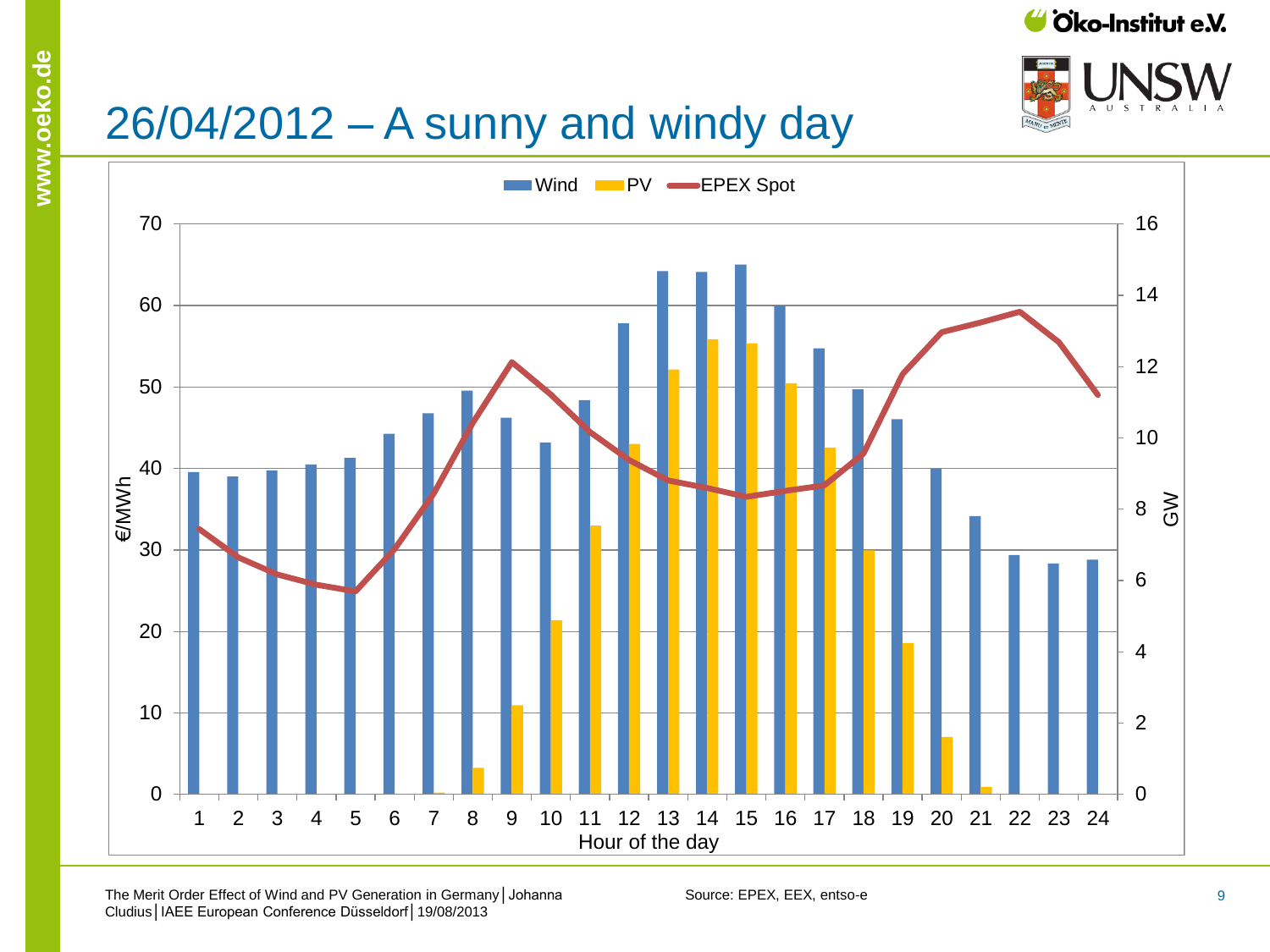# 26/04/2012 – A sunny and windy day

Wind | PV | EPEX Spot

€/MWh: 0, 10, 20, 30, 40, 50, 60, 70

GW: 0, 2, 4, 6, 8, 10, 12, 14, 16

Hour of the day: 1, 2, 3, 4, 5, 6, 7, 8, 9, 10, 11, 12, 13, 14, 15, 16, 17, 18, 19, 20, 21, 22, 23, 24

Source: EPEX, EEX, entso-e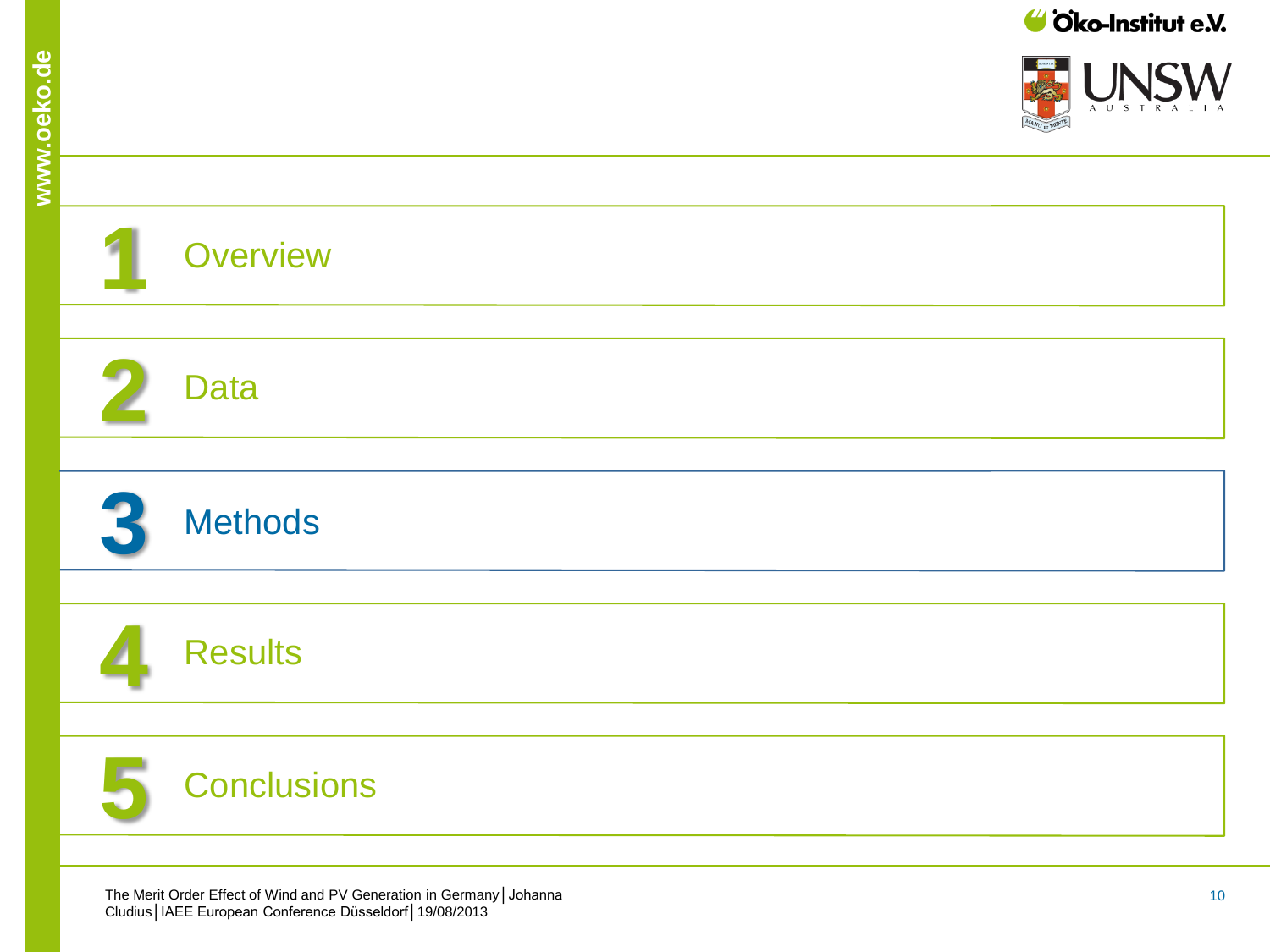1 Overview

2 Data

3 Methods

4 Results

5 Conclusions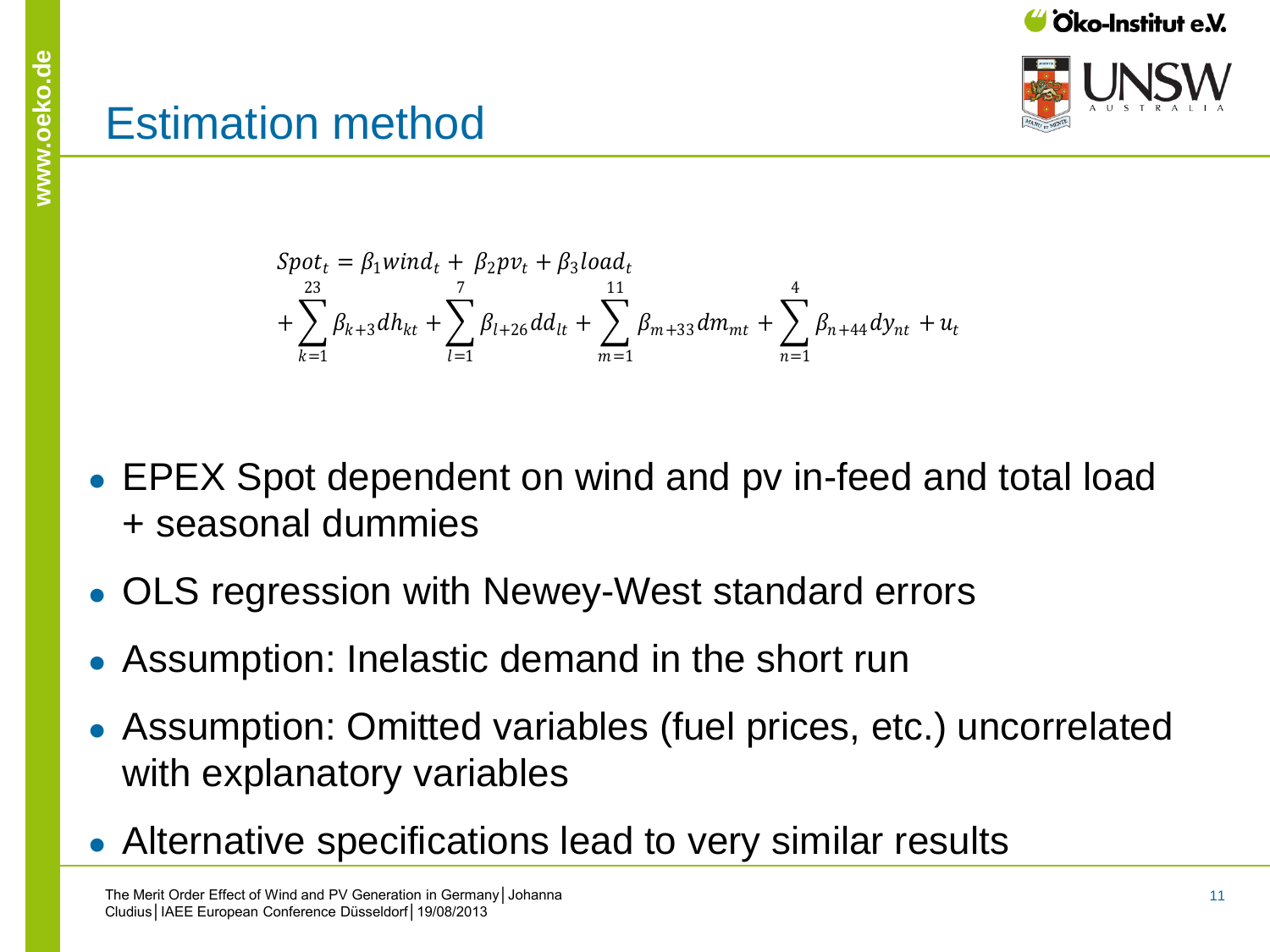# Estimation method

$$
Spot_t = \beta_1 wind_t + \beta_2 pv_t + \beta_3 load_t
+ \sum_{k=1}^{23} \beta_{k+3} dh_{kt} + \sum_{l=1}^{7} \beta_{l+26} dd_{lt} + \sum_{m=1}^{11} \beta_{m+33} dm_{mt} + \sum_{n=1}^{4} \beta_{n+44} dy_{nt} + u_t
$$

- EPEX Spot dependent on wind and pv in-feed and total load + seasonal dummies
- OLS regression with Newey-West standard errors
- Assumption: Inelastic demand in the short run
- Assumption: Omitted variables (fuel prices, etc.) uncorrelated with explanatory variables
- Alternative specifications lead to very similar results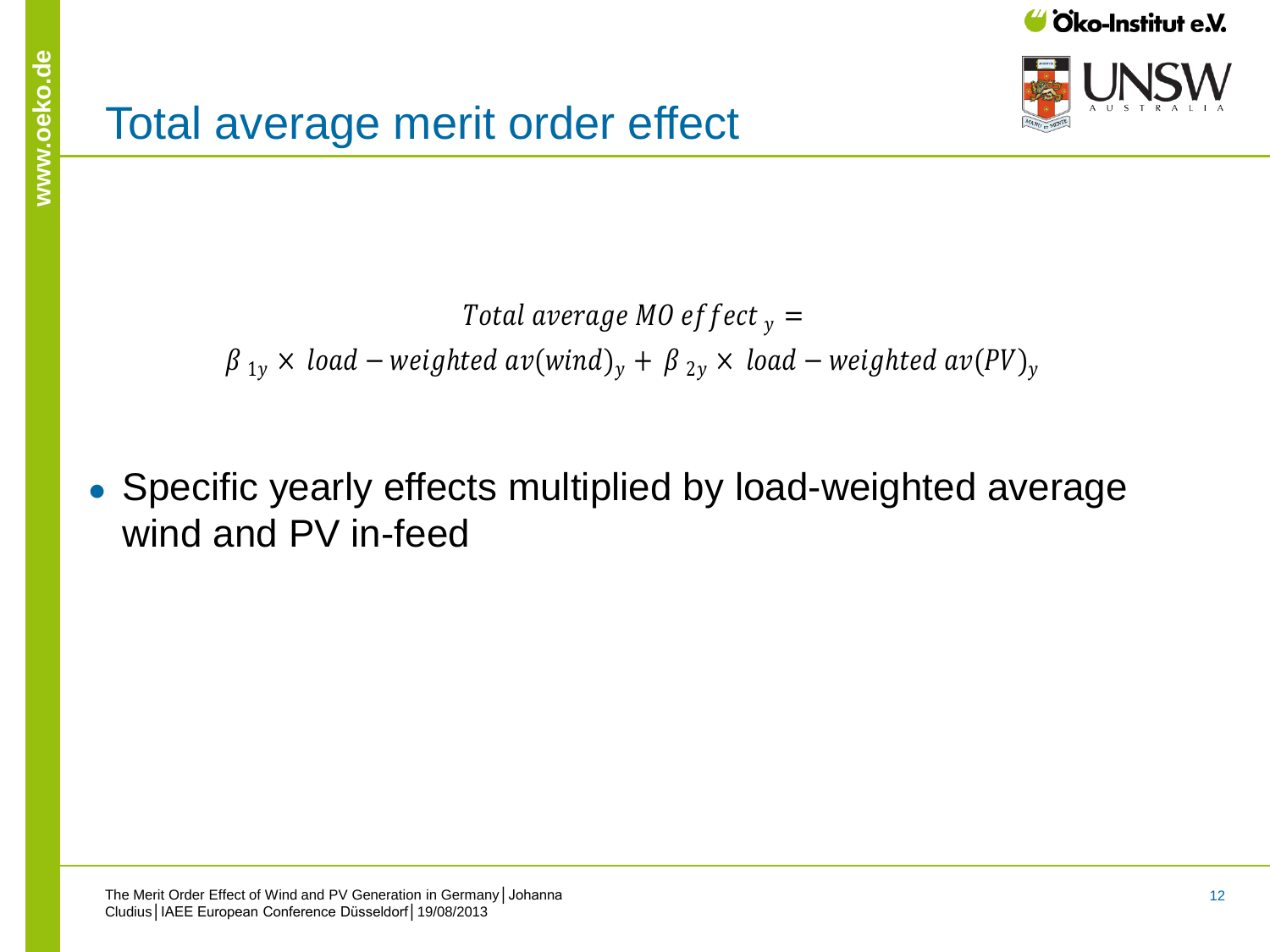# Total average merit order effect

$$Total\ average\ MO\ effect_{\ y} =$$
$$\beta_{\ 1y} \times\ load - weighted\ av(wind)_y + \beta_{\ 2y} \times\ load - weighted\ av(PV)_y$$

- Specific yearly effects multiplied by load-weighted average wind and PV in-feed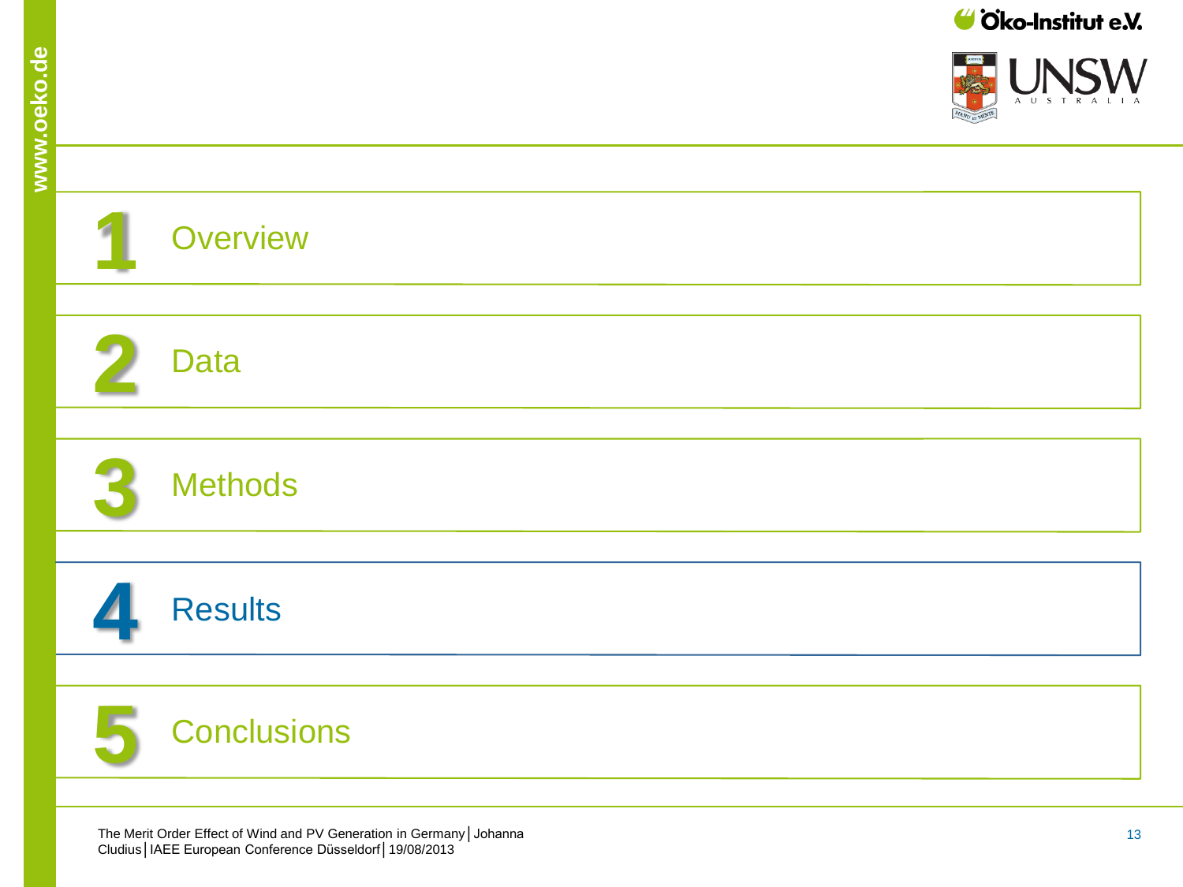1 Overview

2 Data

3 Methods

4 Results

5 Conclusions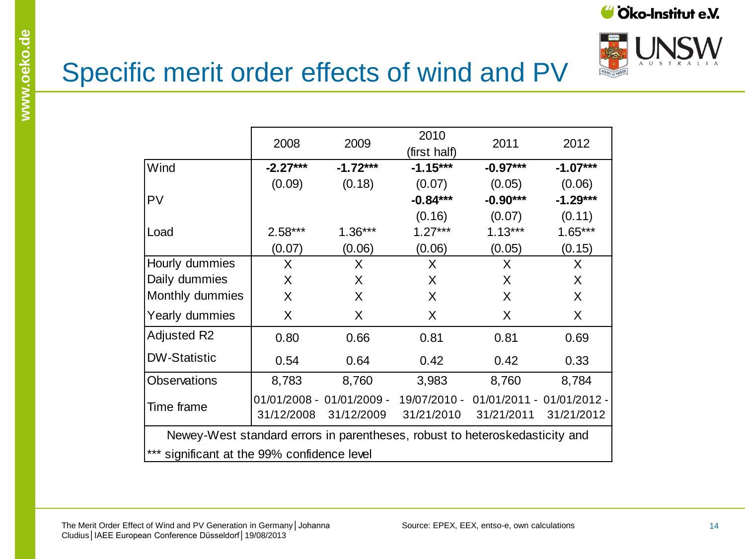# Specific merit order effects of wind and PV

| | 2008 | 2009 | 2010 (first half) | 2011 | 2012 |
|---|---|---|---|---|---|
| Wind | **-2.27*** ** | **-1.72*** ** | **-1.15*** ** | **-0.97*** ** | **-1.07*** ** |
| | (0.09) | (0.18) | (0.07) | (0.05) | (0.06) |
| PV | | | **-0.84*** ** | **-0.90*** ** | **-1.29*** ** |
| | | | (0.16) | (0.07) | (0.11) |
| Load | 2.58*** | 1.36*** | 1.27*** | 1.13*** | 1.65*** |
| | (0.07) | (0.06) | (0.06) | (0.05) | (0.15) |
| Hourly dummies | X | X | X | X | X |
| Daily dummies | X | X | X | X | X |
| Monthly dummies | X | X | X | X | X |
| Yearly dummies | X | X | X | X | X |
| Adjusted R2 | 0.80 | 0.66 | 0.81 | 0.81 | 0.69 |
| DW-Statistic | 0.54 | 0.64 | 0.42 | 0.42 | 0.33 |
| Observations | 8,783 | 8,760 | 3,983 | 8,760 | 8,784 |
| Time frame | 01/01/2008 - 31/12/2008 | 01/01/2009 - 31/12/2009 | 19/07/2010 - 31/21/2010 | 01/01/2011 - 31/21/2011 | 01/01/2012 - 31/21/2012 |

Newey-West standard errors in parentheses, robust to heteroskedasticity and *** significant at the 99% confidence level

Source: EPEX, EEX, entso-e, own calculations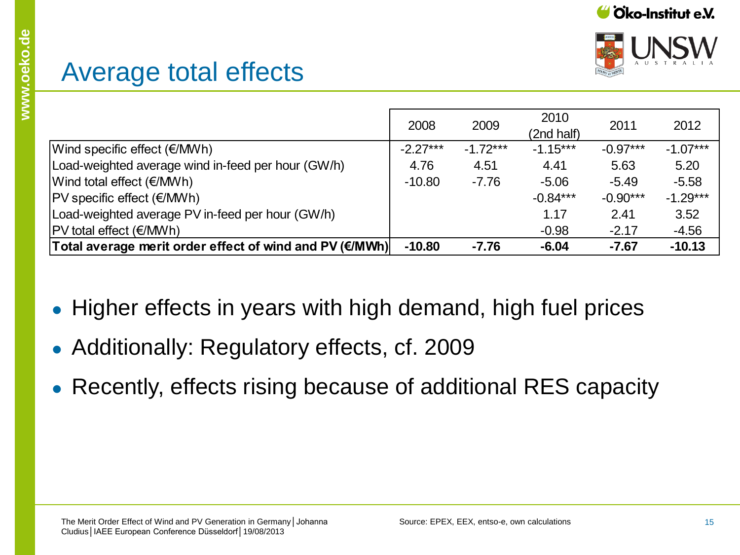# Average total effects

| | 2008 | 2009 | 2010 (2nd half) | 2011 | 2012 |
|---|---|---|---|---|---|
| Wind specific effect (€/MWh) | -2.27*** | -1.72*** | -1.15*** | -0.97*** | -1.07*** |
| Load-weighted average wind in-feed per hour (GW/h) | 4.76 | 4.51 | 4.41 | 5.63 | 5.20 |
| Wind total effect (€/MWh) | -10.80 | -7.76 | -5.06 | -5.49 | -5.58 |
| PV specific effect (€/MWh) | | | -0.84*** | -0.90*** | -1.29*** |
| Load-weighted average PV in-feed per hour (GW/h) | | | 1.17 | 2.41 | 3.52 |
| PV total effect (€/MWh) | | | -0.98 | -2.17 | -4.56 |
| **Total average merit order effect of wind and PV (€/MWh)** | **-10.80** | **-7.76** | **-6.04** | **-7.67** | **-10.13** |

- Higher effects in years with high demand, high fuel prices
- Additionally: Regulatory effects, cf. 2009
- Recently, effects rising because of additional RES capacity

Source: EPEX, EEX, entso-e, own calculations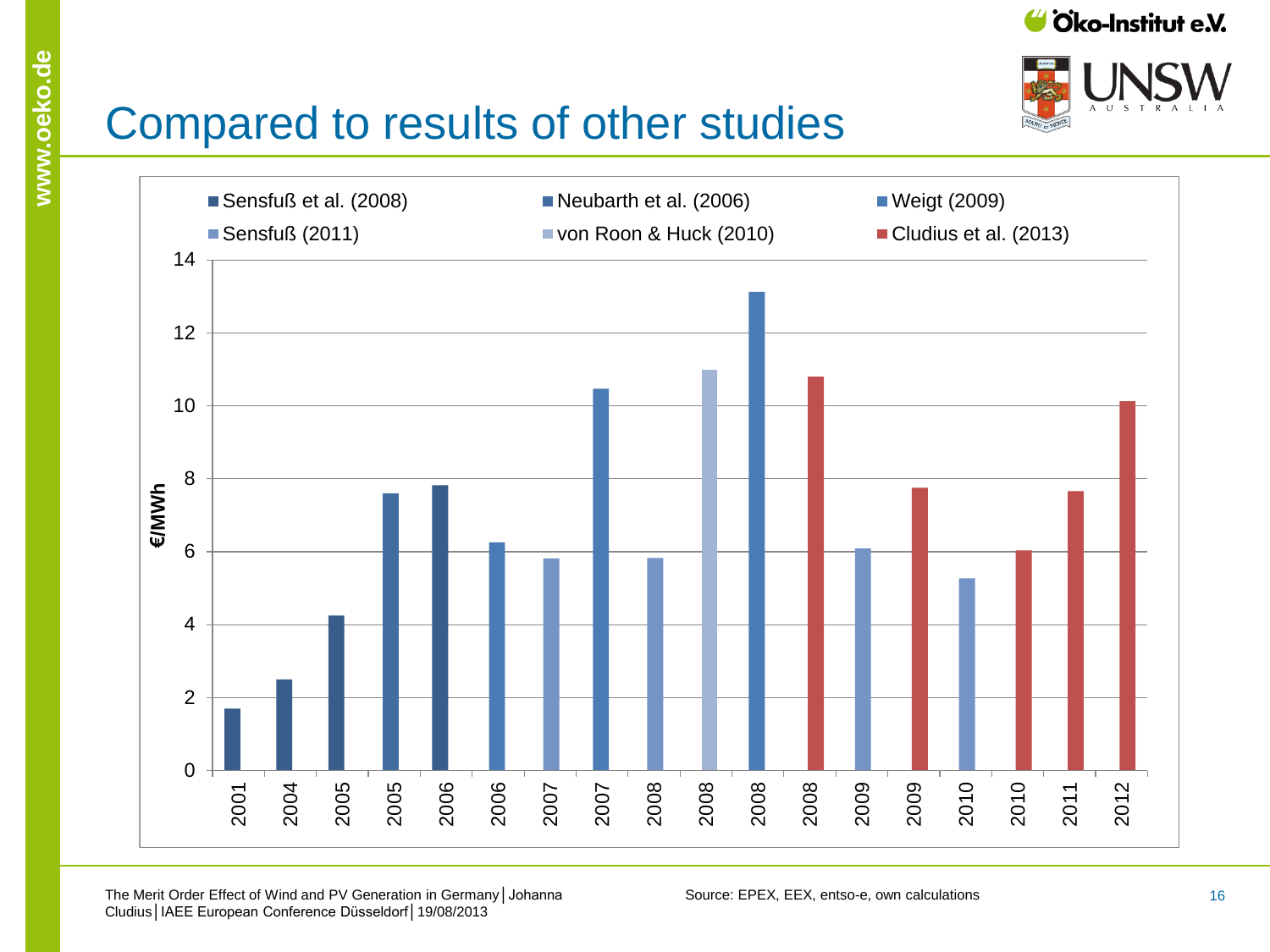# Compared to results of other studies

| Year | Study | €/MWh |
|---|---|---|
| 2001 | Sensfuß et al. (2008) | 1.7 |
| 2004 | Sensfuß et al. (2008) | 2.5 |
| 2005 | Sensfuß et al. (2008) | 4.25 |
| 2005 | Neubarth et al. (2006) | 7.6 |
| 2006 | Sensfuß et al. (2008) | 7.8 |
| 2006 | Weigt (2009) | 6.25 |
| 2007 | Sensfuß (2011) | 5.8 |
| 2007 | Weigt (2009) | 10.5 |
| 2008 | Sensfuß (2011) | 5.8 |
| 2008 | von Roon & Huck (2010) | 11.0 |
| 2008 | Weigt (2009) | 13.1 |
| 2008 | Cludius et al. (2013) | 10.8 |
| 2009 | Sensfuß (2011) | 6.1 |
| 2009 | Cludius et al. (2013) | 7.75 |
| 2010 | Sensfuß (2011) | 5.25 |
| 2010 | Cludius et al. (2013) | 6.0 |
| 2011 | Cludius et al. (2013) | 7.65 |
| 2012 | Cludius et al. (2013) | 10.1 |

Source: EPEX, EEX, entso-e, own calculations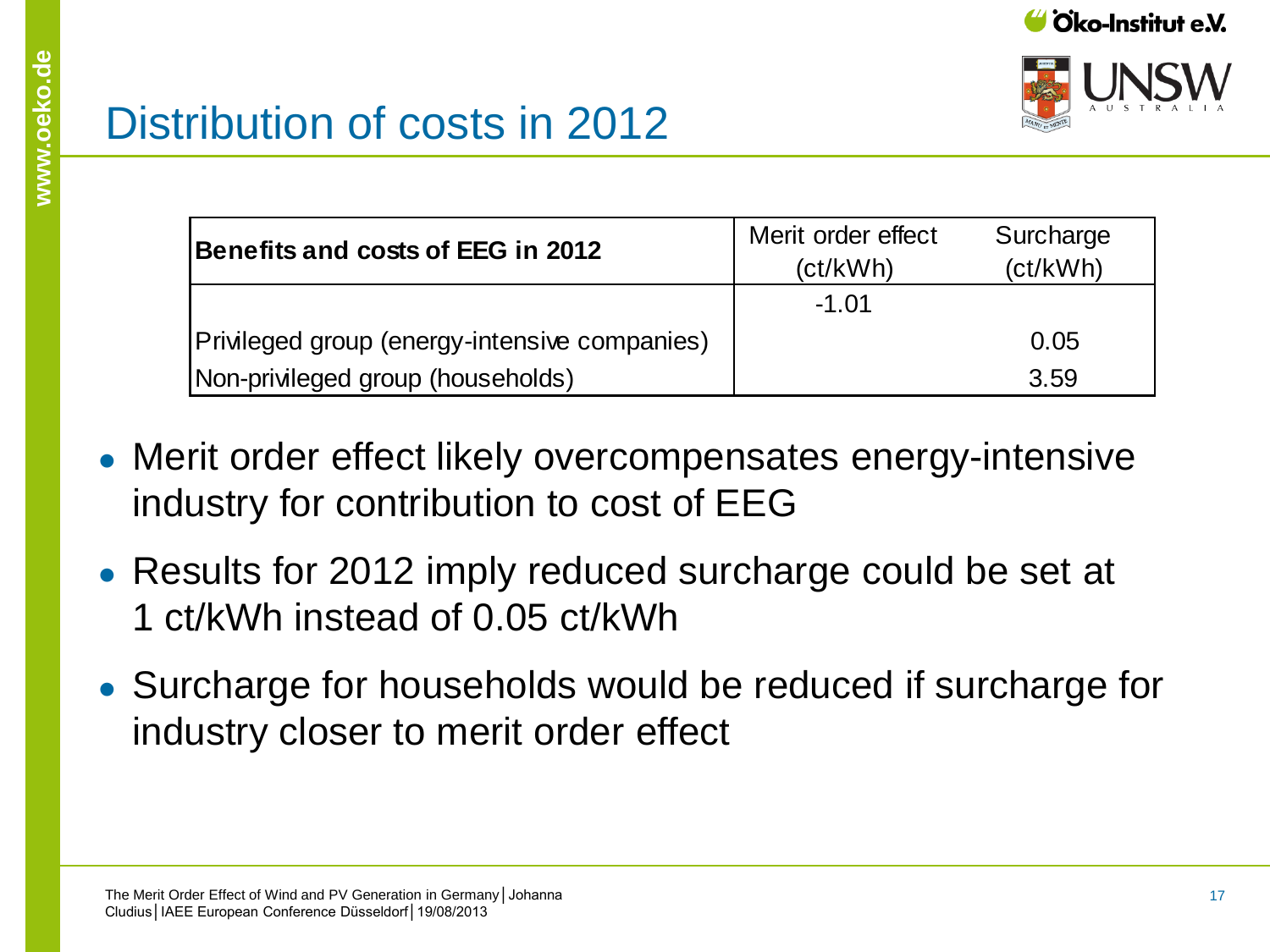# Distribution of costs in 2012

| Benefits and costs of EEG in 2012 | Merit order effect (ct/kWh) | Surcharge (ct/kWh) |
|---|---|---|
| | -1.01 | |
| Privileged group (energy-intensive companies) | | 0.05 |
| Non-privileged group (households) | | 3.59 |

- Merit order effect likely overcompensates energy-intensive industry for contribution to cost of EEG
- Results for 2012 imply reduced surcharge could be set at 1 ct/kWh instead of 0.05 ct/kWh
- Surcharge for households would be reduced if surcharge for industry closer to merit order effect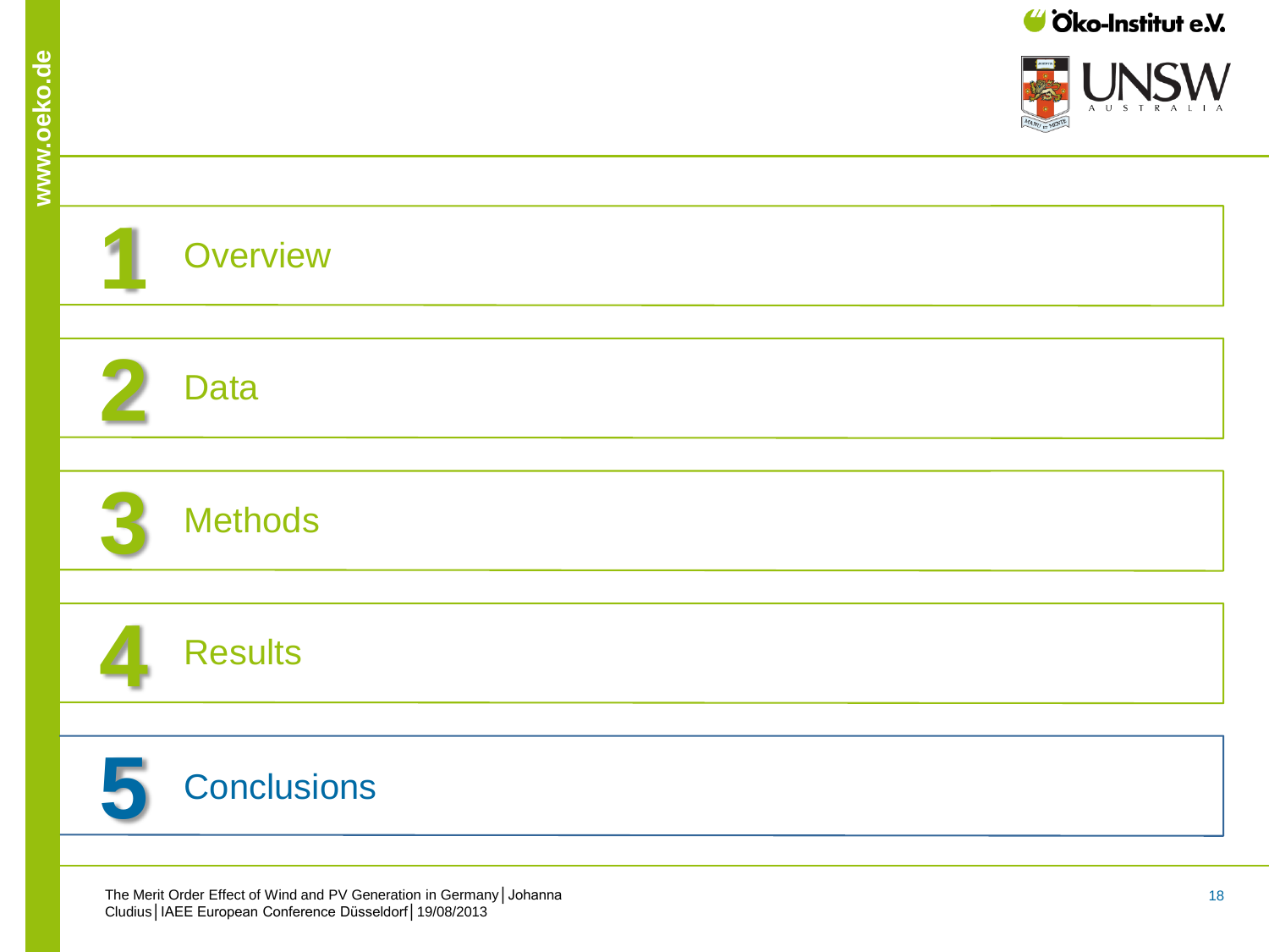1 Overview

2 Data

3 Methods

4 Results

5 Conclusions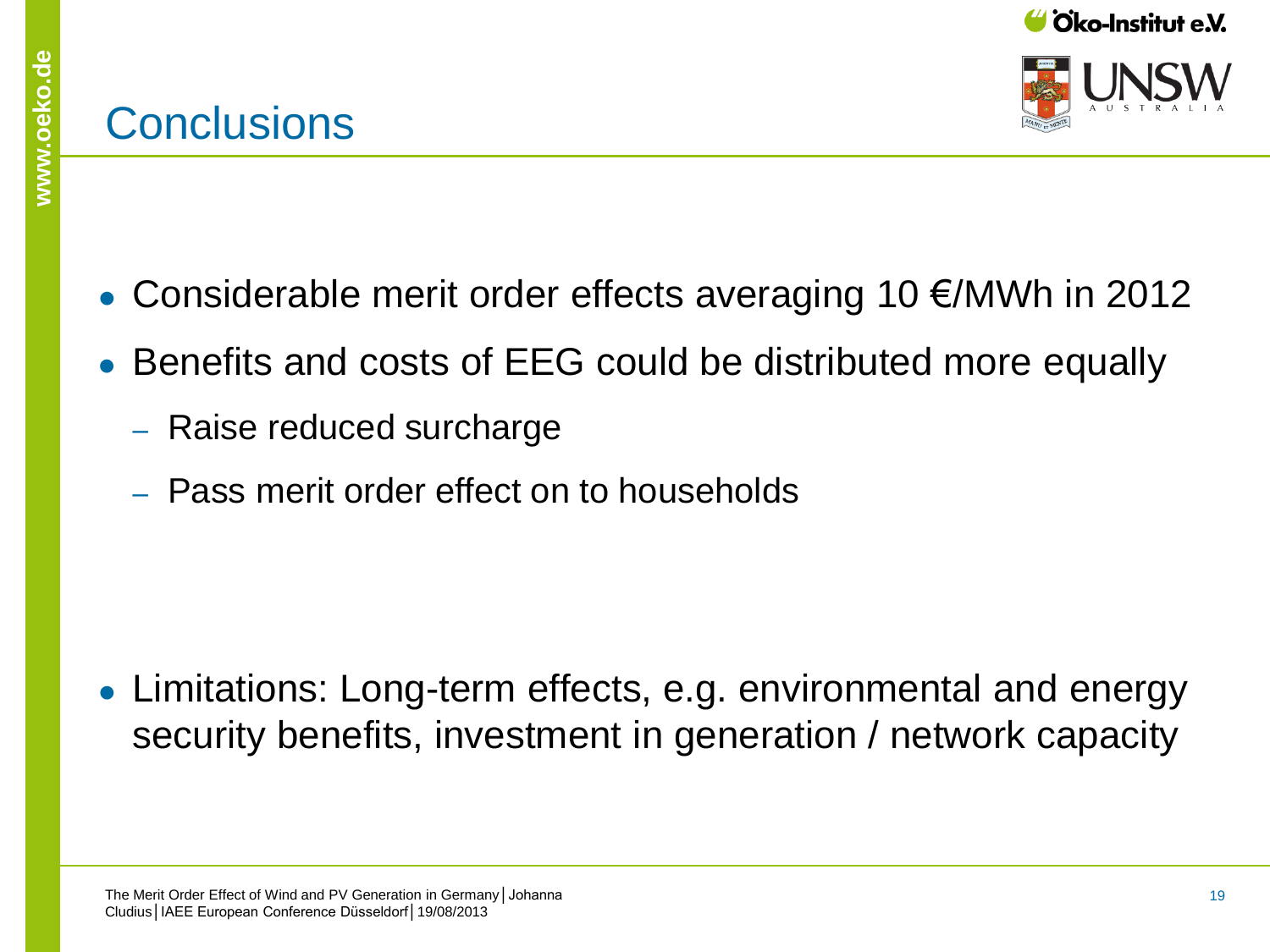# Conclusions

- Considerable merit order effects averaging 10 €/MWh in 2012
- Benefits and costs of EEG could be distributed more equally
  - Raise reduced surcharge
  - Pass merit order effect on to households

- Limitations: Long-term effects, e.g. environmental and energy security benefits, investment in generation / network capacity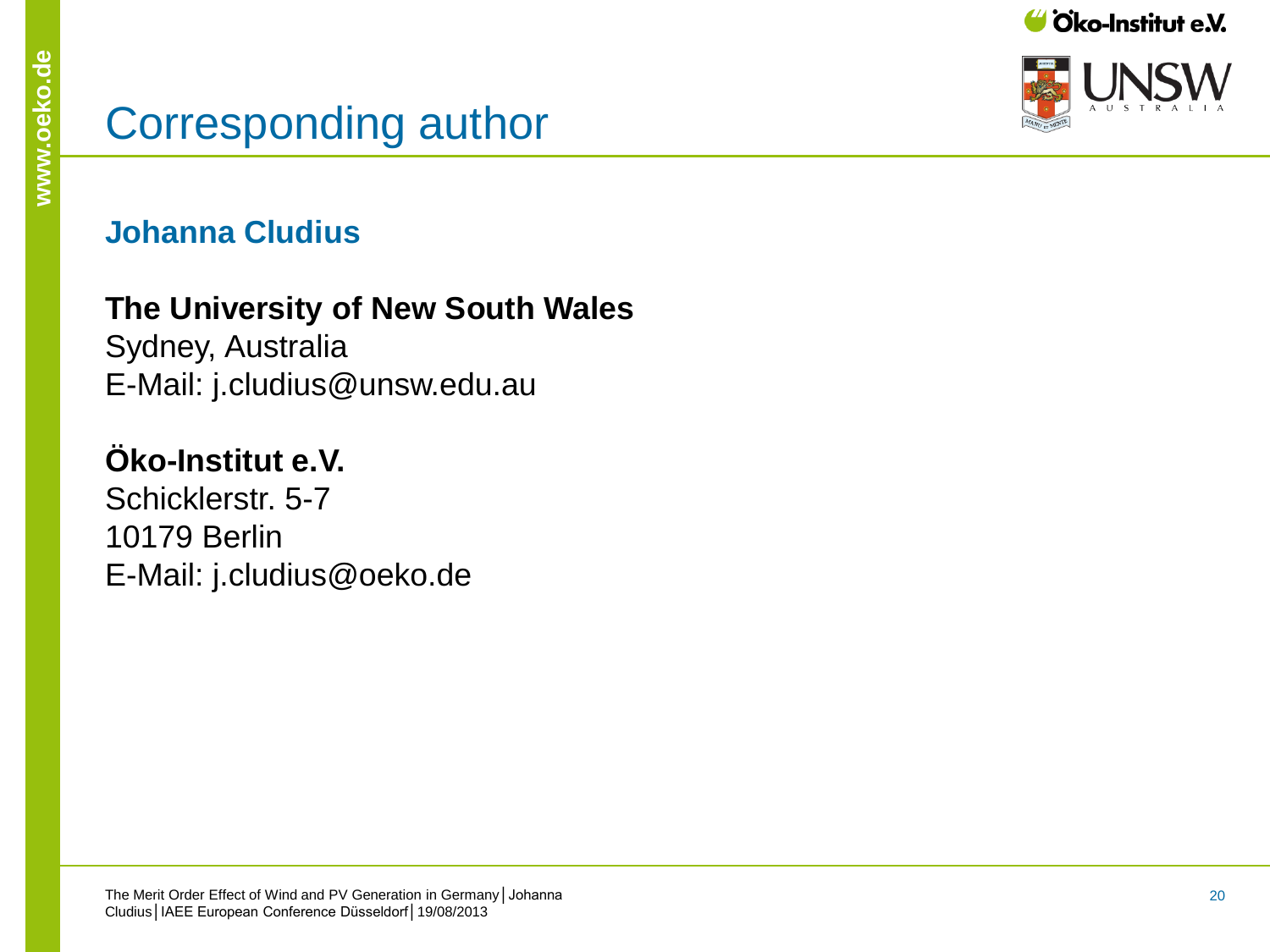# Corresponding author

**Johanna Cludius**

**The University of New South Wales**
Sydney, Australia
E-Mail: j.cludius@unsw.edu.au

**Öko-Institut e.V.**
Schicklerstr. 5-7
10179 Berlin
E-Mail: j.cludius@oeko.de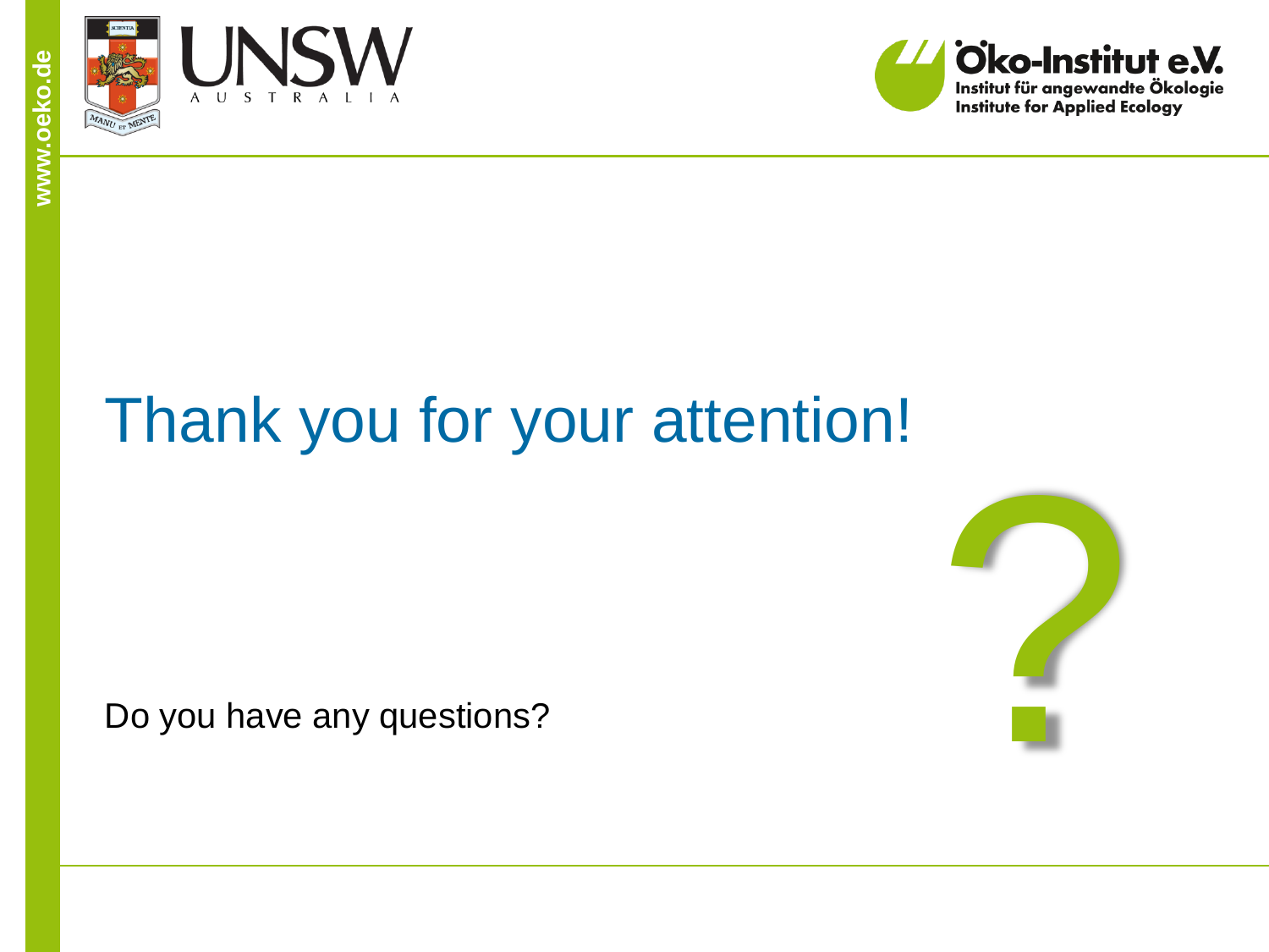# Thank you for your attention!

Do you have any questions?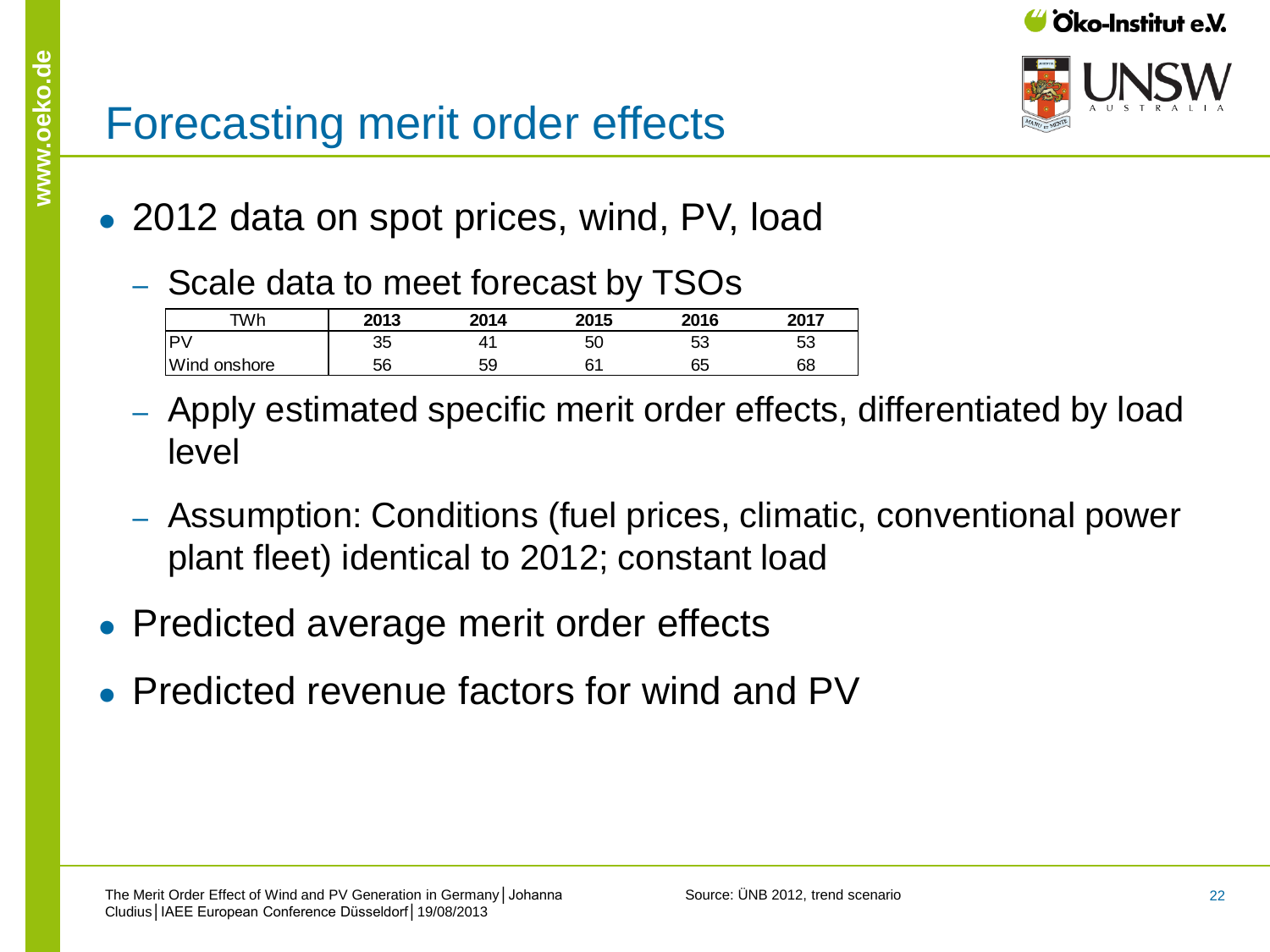# Forecasting merit order effects

- 2012 data on spot prices, wind, PV, load
  - Scale data to meet forecast by TSOs

| TWh | 2013 | 2014 | 2015 | 2016 | 2017 |
|---|---|---|---|---|---|
| PV | 35 | 41 | 50 | 53 | 53 |
| Wind onshore | 56 | 59 | 61 | 65 | 68 |

  - Apply estimated specific merit order effects, differentiated by load level
  - Assumption: Conditions (fuel prices, climatic, conventional power plant fleet) identical to 2012; constant load
- Predicted average merit order effects
- Predicted revenue factors for wind and PV

Source: ÜNB 2012, trend scenario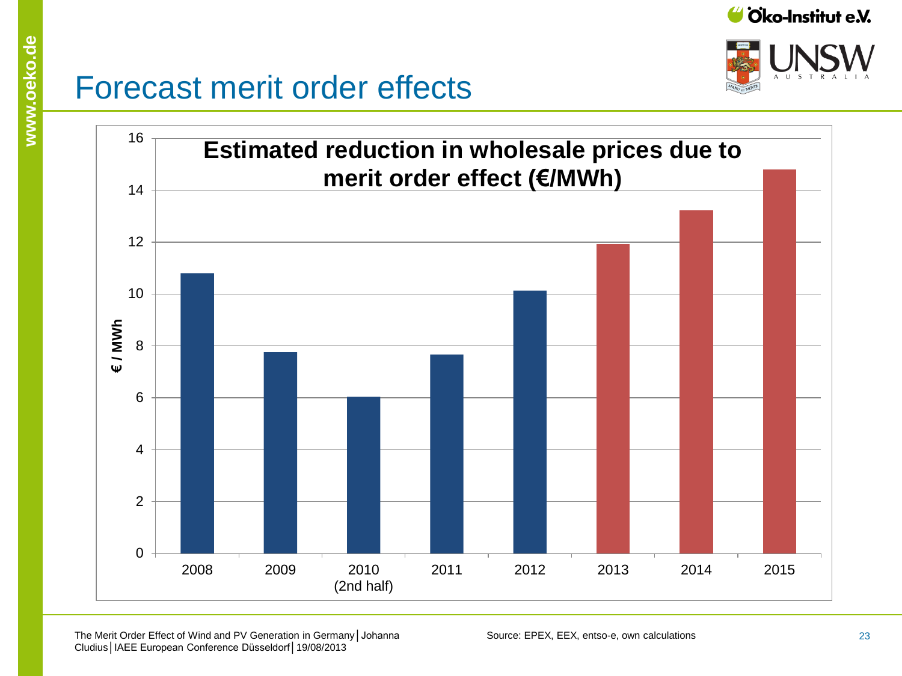# Forecast merit order effects

**Estimated reduction in wholesale prices due to merit order effect (€/MWh)**

| Year | €/MWh |
|---|---|
| 2008 | 10.8 |
| 2009 | 7.75 |
| 2010 (2nd half) | 6.05 |
| 2011 | 7.65 |
| 2012 | 10.1 |
| 2013 | 11.9 |
| 2014 | 13.2 |
| 2015 | 14.8 |

Source: EPEX, EEX, entso-e, own calculations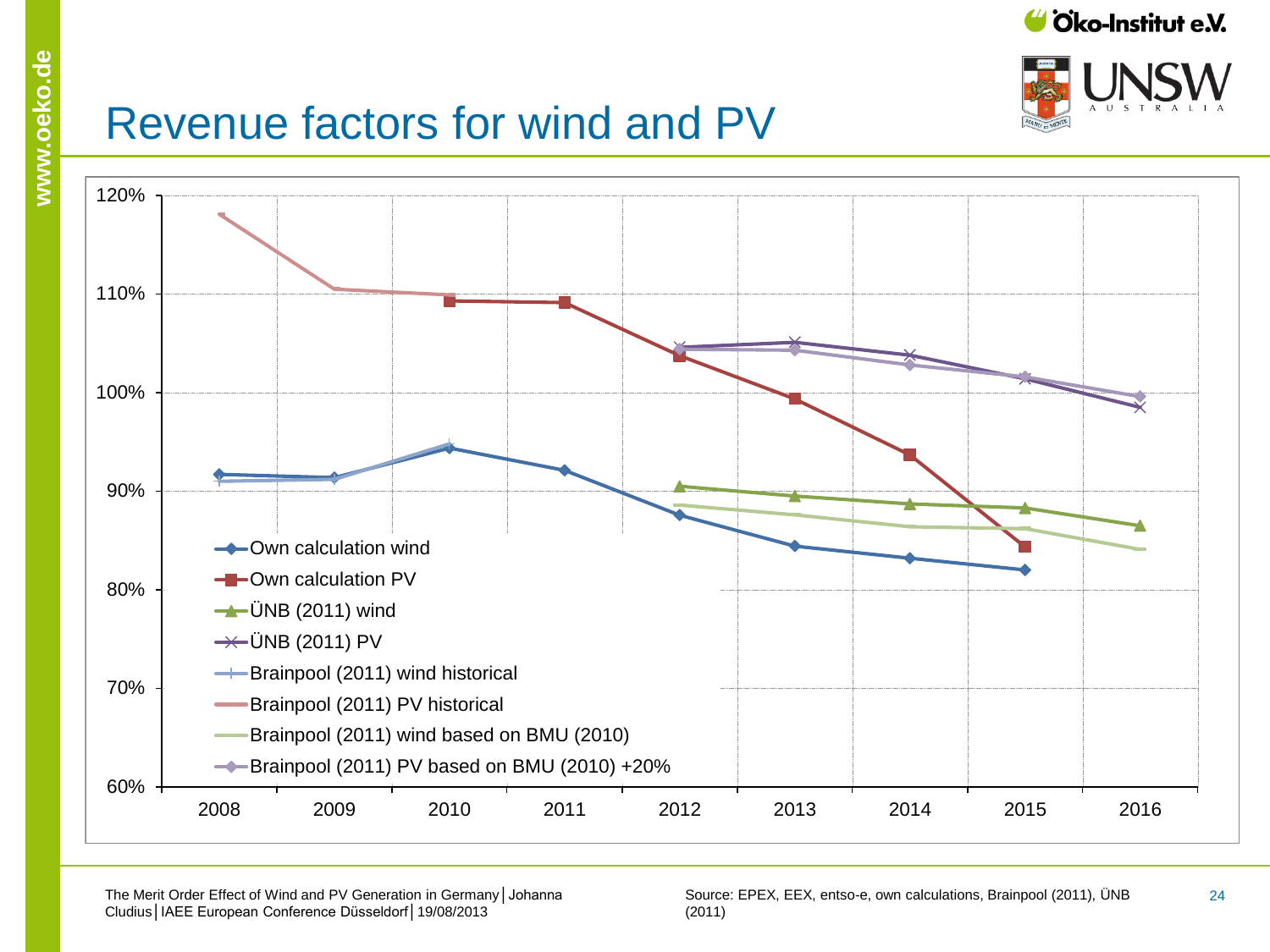# Revenue factors for wind and PV

| | 2008 | 2009 | 2010 | 2011 | 2012 | 2013 | 2014 | 2015 | 2016 |
|---|---|---|---|---|---|---|---|---|---|
| Own calculation wind | 91.7% | 91.4% | 94.4% | 92.1% | 87.6% | 84.4% | 83.2% | 82.0% | |
| Own calculation PV | | | 109.3% | 109.1% | 103.7% | 99.4% | 93.7% | 84.4% | |
| ÜNB (2011) wind | | | | | 90.5% | 89.5% | 88.7% | 88.3% | 86.5% |
| ÜNB (2011) PV | | | | | 104.6% | 105.1% | 103.8% | 101.4% | 98.5% |
| Brainpool (2011) wind historical | 91.0% | 91.2% | 94.8% | | | | | | |
| Brainpool (2011) PV historical | 118.0% | 110.5% | 109.9% | | | | | | |
| Brainpool (2011) wind based on BMU (2010) | | | | | 88.6% | 87.7% | 86.4% | 86.3% | 84.1% |
| Brainpool (2011) PV based on BMU (2010) +20% | | | | | 104.4% | 104.3% | 102.8% | 101.6% | 99.6% |

Source: EPEX, EEX, entso-e, own calculations, Brainpool (2011), ÜNB (2011)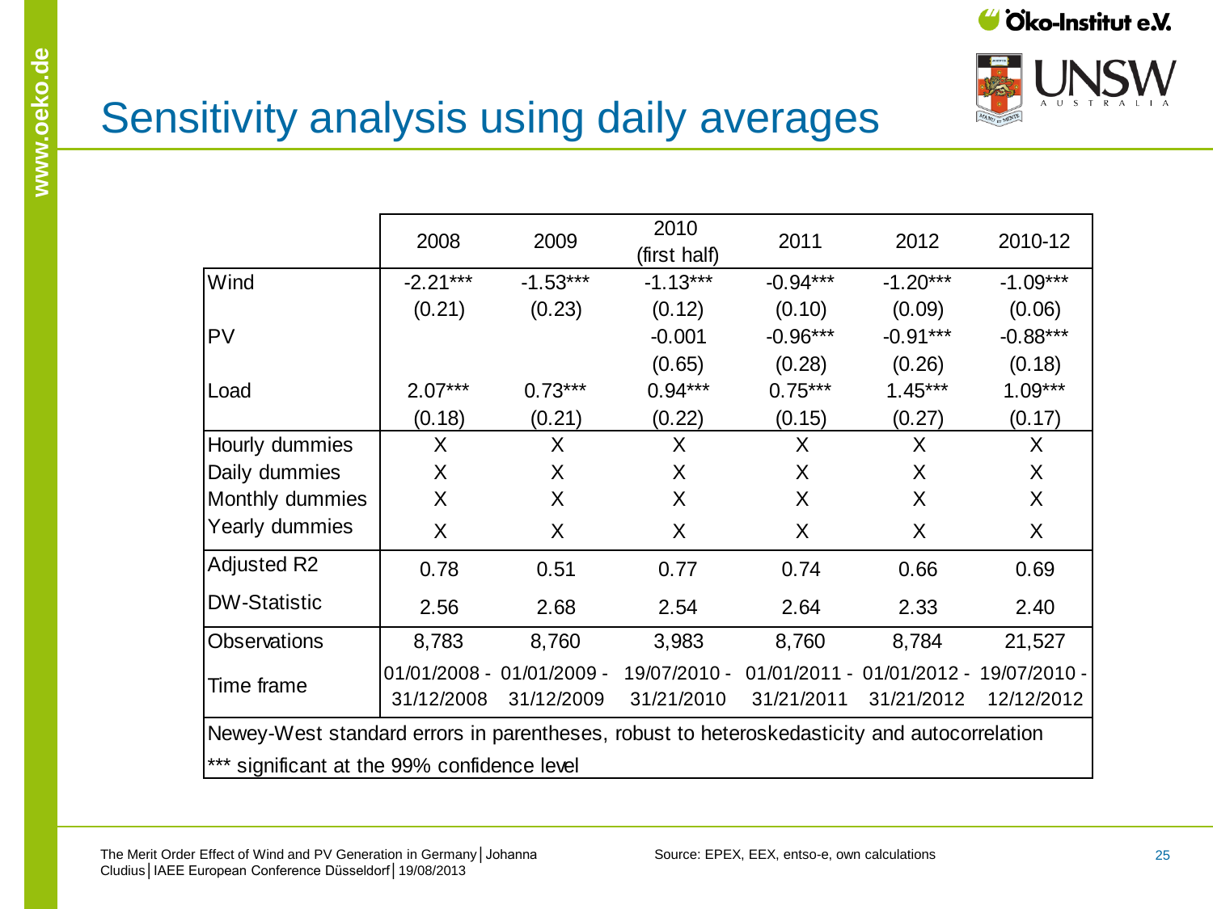# Sensitivity analysis using daily averages

| | 2008 | 2009 | 2010 (first half) | 2011 | 2012 | 2010-12 |
|---|---|---|---|---|---|---|
| Wind | -2.21*** | -1.53*** | -1.13*** | -0.94*** | -1.20*** | -1.09*** |
| | (0.21) | (0.23) | (0.12) | (0.10) | (0.09) | (0.06) |
| PV | | | -0.001 | -0.96*** | -0.91*** | -0.88*** |
| | | | (0.65) | (0.28) | (0.26) | (0.18) |
| Load | 2.07*** | 0.73*** | 0.94*** | 0.75*** | 1.45*** | 1.09*** |
| | (0.18) | (0.21) | (0.22) | (0.15) | (0.27) | (0.17) |
| Hourly dummies | X | X | X | X | X | X |
| Daily dummies | X | X | X | X | X | X |
| Monthly dummies | X | X | X | X | X | X |
| Yearly dummies | X | X | X | X | X | X |
| Adjusted R2 | 0.78 | 0.51 | 0.77 | 0.74 | 0.66 | 0.69 |
| DW-Statistic | 2.56 | 2.68 | 2.54 | 2.64 | 2.33 | 2.40 |
| Observations | 8,783 | 8,760 | 3,983 | 8,760 | 8,784 | 21,527 |
| Time frame | 01/01/2008 - 31/12/2008 | 01/01/2009 - 31/12/2009 | 19/07/2010 - 31/21/2010 | 01/01/2011 - 31/21/2011 | 01/01/2012 - 31/21/2012 | 19/07/2010 - 12/12/2012 |

Newey-West standard errors in parentheses, robust to heteroskedasticity and autocorrelation

*** significant at the 99% confidence level

Source: EPEX, EEX, entso-e, own calculations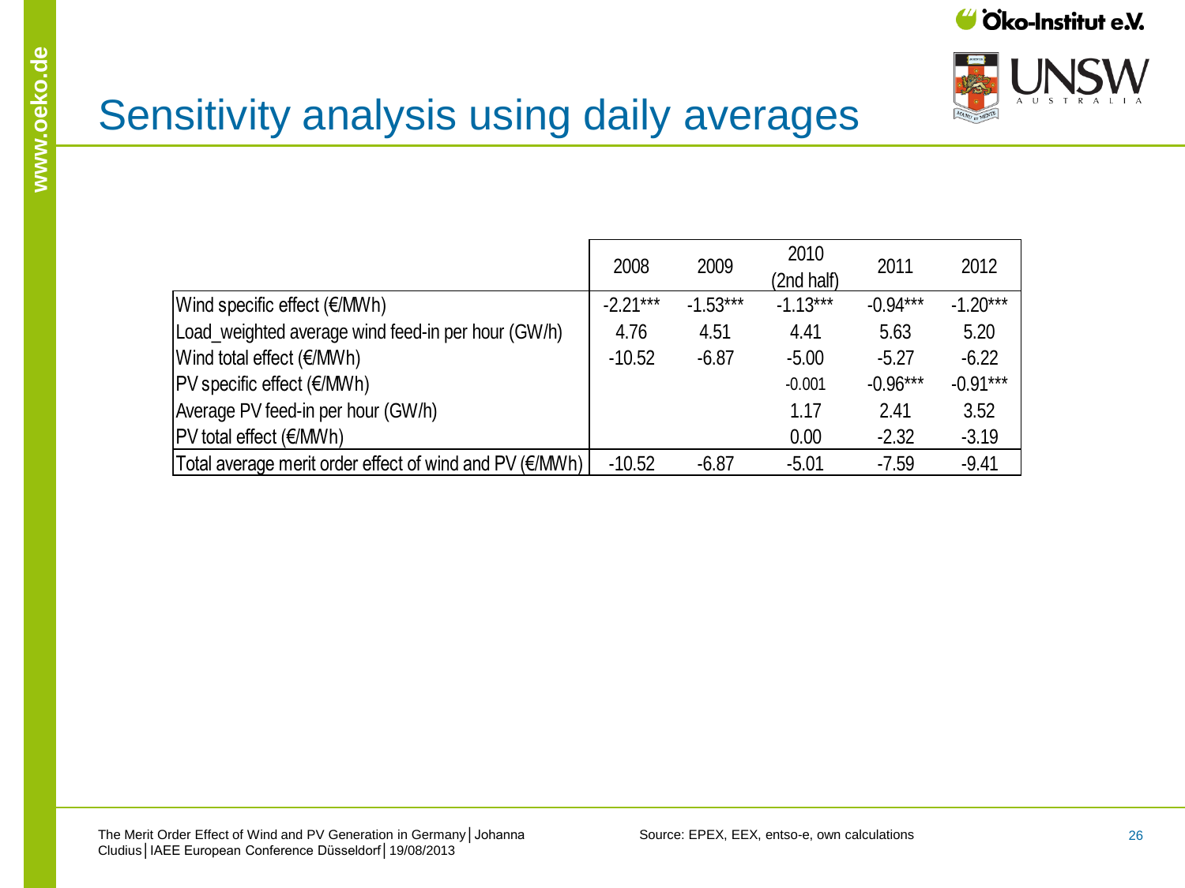# Sensitivity analysis using daily averages

| | 2008 | 2009 | 2010 (2nd half) | 2011 | 2012 |
|---|---|---|---|---|---|
| Wind specific effect (€/MWh) | -2.21*** | -1.53*** | -1.13*** | -0.94*** | -1.20*** |
| Load_weighted average wind feed-in per hour (GW/h) | 4.76 | 4.51 | 4.41 | 5.63 | 5.20 |
| Wind total effect (€/MWh) | -10.52 | -6.87 | -5.00 | -5.27 | -6.22 |
| PV specific effect (€/MWh) | | | -0.001 | -0.96*** | -0.91*** |
| Average PV feed-in per hour (GW/h) | | | 1.17 | 2.41 | 3.52 |
| PV total effect (€/MWh) | | | 0.00 | -2.32 | -3.19 |
| Total average merit order effect of wind and PV (€/MWh) | -10.52 | -6.87 | -5.01 | -7.59 | -9.41 |

Source: EPEX, EEX, entso-e, own calculations